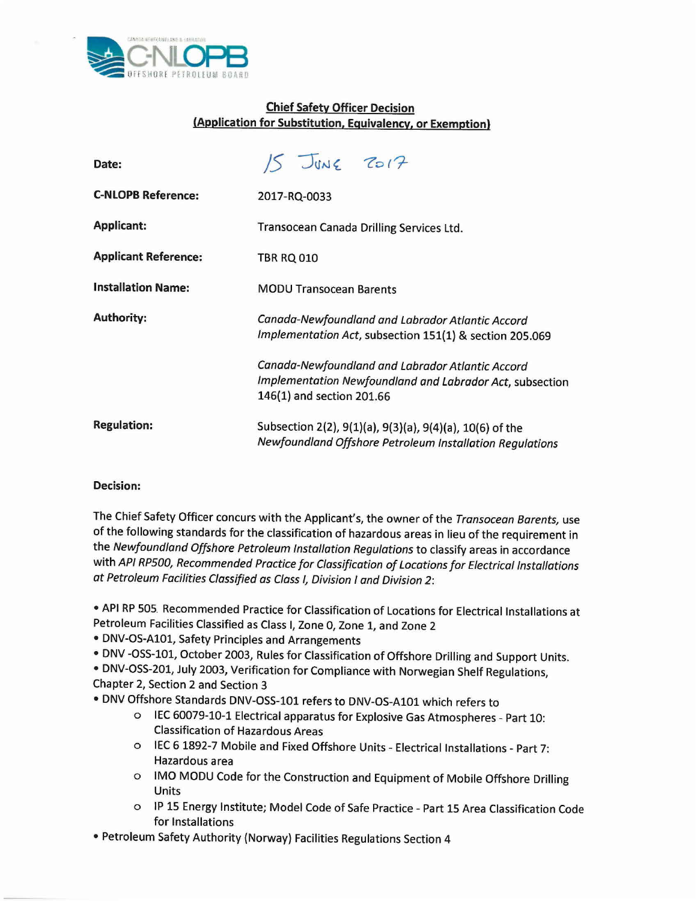## Chief Safety Officer Decision
## (Application for Substitution, Equivalency, or Exemption)

| | |
|---|---|
| **Date:** | 15 June 2017 |
| **C-NLOPB Reference:** | 2017-RQ-0033 |
| **Applicant:** | Transocean Canada Drilling Services Ltd. |
| **Applicant Reference:** | TBR RQ 010 |
| **Installation Name:** | MODU Transocean Barents |
| **Authority:** | *Canada-Newfoundland and Labrador Atlantic Accord Implementation Act*, subsection 151(1) & section 205.069<br><br>*Canada-Newfoundland and Labrador Atlantic Accord Implementation Newfoundland and Labrador Act*, subsection 146(1) and section 201.66 |
| **Regulation:** | Subsection 2(2), 9(1)(a), 9(3)(a), 9(4)(a), 10(6) of the *Newfoundland Offshore Petroleum Installation Regulations* |

**Decision:**

The Chief Safety Officer concurs with the Applicant's, the owner of the *Transocean Barents,* use of the following standards for the classification of hazardous areas in lieu of the requirement in the *Newfoundland Offshore Petroleum Installation Regulations* to classify areas in accordance with *API RP500, Recommended Practice for Classification of Locations for Electrical Installations at Petroleum Facilities Classified as Class I, Division I and Division 2*:

- API RP 505. Recommended Practice for Classification of Locations for Electrical Installations at Petroleum Facilities Classified as Class I, Zone 0, Zone 1, and Zone 2
- DNV-OS-A101, Safety Principles and Arrangements
- DNV -OSS-101, October 2003, Rules for Classification of Offshore Drilling and Support Units.
- DNV-OSS-201, July 2003, Verification for Compliance with Norwegian Shelf Regulations, Chapter 2, Section 2 and Section 3
- DNV Offshore Standards DNV-OSS-101 refers to DNV-OS-A101 which refers to
  - IEC 60079-10-1 Electrical apparatus for Explosive Gas Atmospheres - Part 10: Classification of Hazardous Areas
  - IEC 6 1892-7 Mobile and Fixed Offshore Units - Electrical Installations - Part 7: Hazardous area
  - IMO MODU Code for the Construction and Equipment of Mobile Offshore Drilling Units
  - IP 15 Energy Institute; Model Code of Safe Practice - Part 15 Area Classification Code for Installations
- Petroleum Safety Authority (Norway) Facilities Regulations Section 4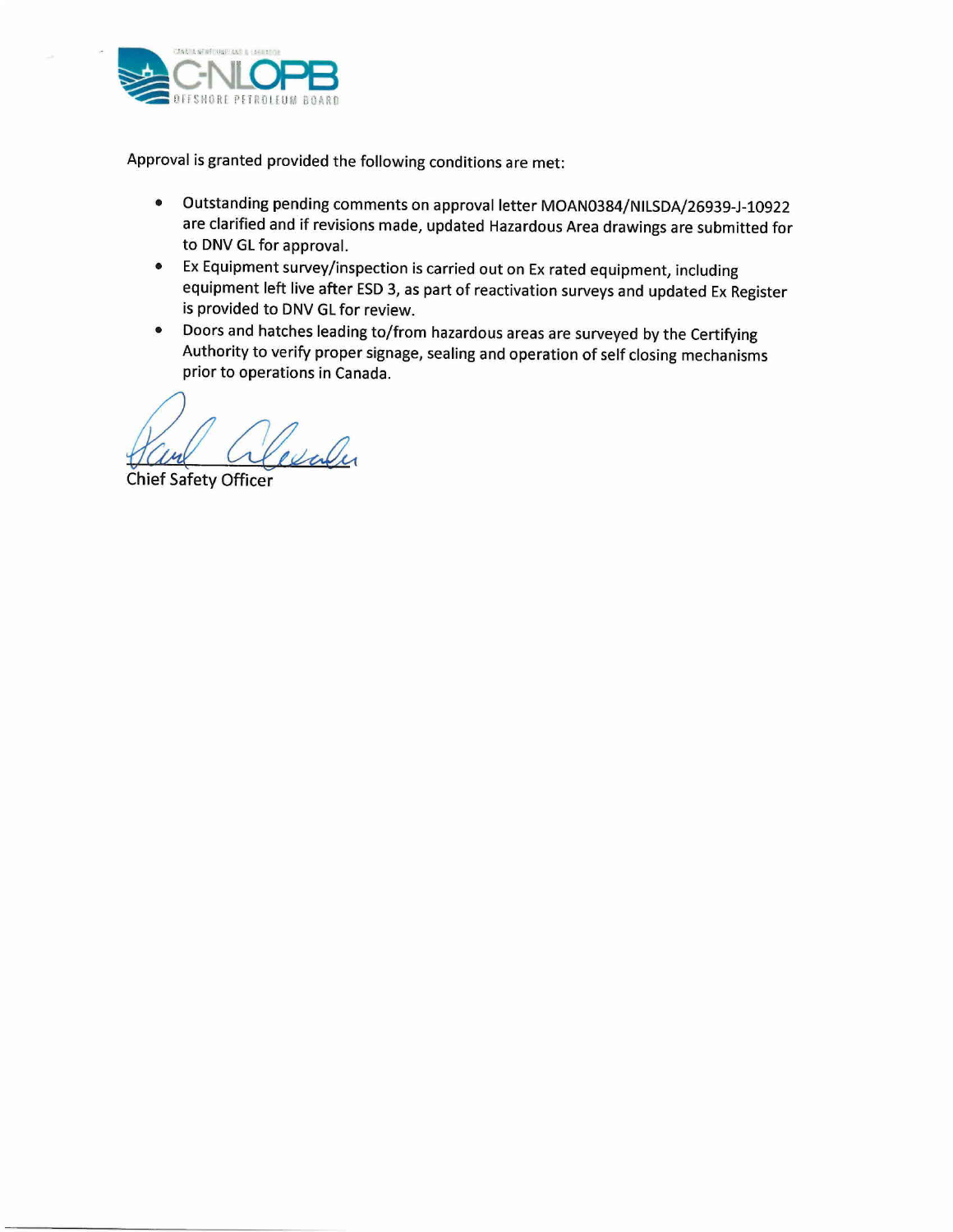Approval is granted provided the following conditions are met:

- Outstanding pending comments on approval letter MOAN0384/NILSDA/26939-J-10922 are clarified and if revisions made, updated Hazardous Area drawings are submitted for to DNV GL for approval.
- Ex Equipment survey/inspection is carried out on Ex rated equipment, including equipment left live after ESD 3, as part of reactivation surveys and updated Ex Register is provided to DNV GL for review.
- Doors and hatches leading to/from hazardous areas are surveyed by the Certifying Authority to verify proper signage, sealing and operation of self closing mechanisms prior to operations in Canada.

Chief Safety Officer